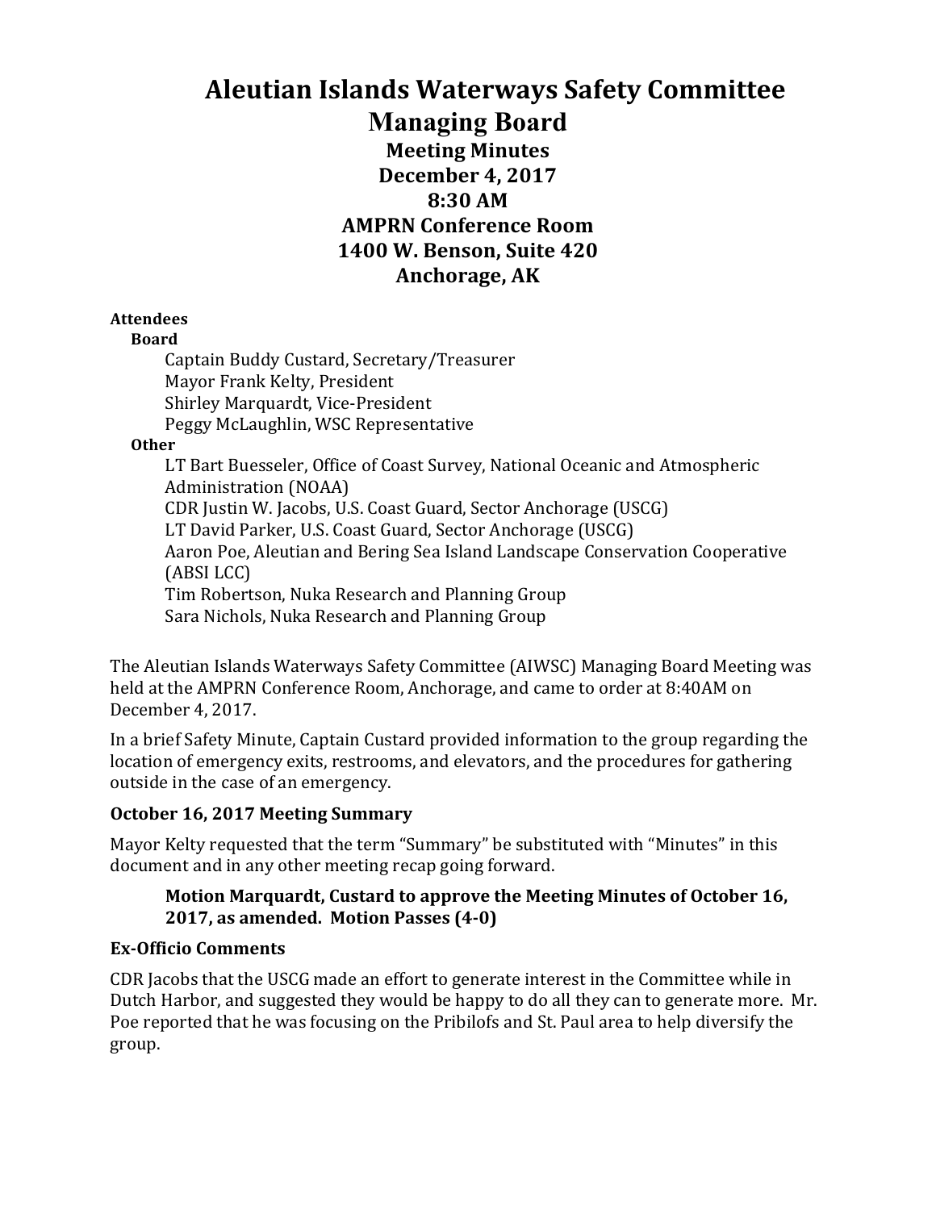# Aleutian Islands Waterways Safety Committee

## Managing Board

### Meeting Minutes
### December 4, 2017
### 8:30 AM
### AMPRN Conference Room
### 1400 W. Benson, Suite 420
### Anchorage, AK

**Attendees**

**Board**

Captain Buddy Custard, Secretary/Treasurer
Mayor Frank Kelty, President
Shirley Marquardt, Vice-President
Peggy McLaughlin, WSC Representative

**Other**

LT Bart Buesseler, Office of Coast Survey, National Oceanic and Atmospheric Administration (NOAA)
CDR Justin W. Jacobs, U.S. Coast Guard, Sector Anchorage (USCG)
LT David Parker, U.S. Coast Guard, Sector Anchorage (USCG)
Aaron Poe, Aleutian and Bering Sea Island Landscape Conservation Cooperative (ABSI LCC)
Tim Robertson, Nuka Research and Planning Group
Sara Nichols, Nuka Research and Planning Group

The Aleutian Islands Waterways Safety Committee (AIWSC) Managing Board Meeting was held at the AMPRN Conference Room, Anchorage, and came to order at 8:40AM on December 4, 2017.

In a brief Safety Minute, Captain Custard provided information to the group regarding the location of emergency exits, restrooms, and elevators, and the procedures for gathering outside in the case of an emergency.

**October 16, 2017 Meeting Summary**

Mayor Kelty requested that the term "Summary" be substituted with "Minutes" in this document and in any other meeting recap going forward.

> **Motion Marquardt, Custard to approve the Meeting Minutes of October 16, 2017, as amended. Motion Passes (4-0)**

**Ex-Officio Comments**

CDR Jacobs that the USCG made an effort to generate interest in the Committee while in Dutch Harbor, and suggested they would be happy to do all they can to generate more. Mr. Poe reported that he was focusing on the Pribilofs and St. Paul area to help diversify the group.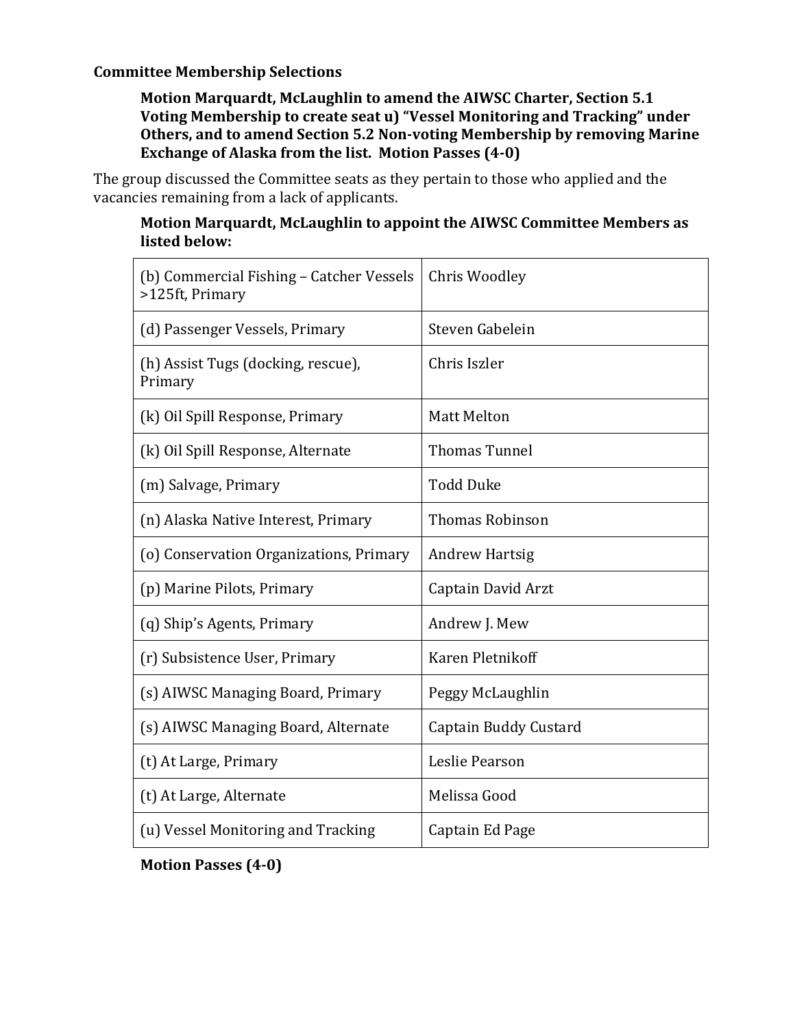**Committee Membership Selections**

**Motion Marquardt, McLaughlin to amend the AIWSC Charter, Section 5.1 Voting Membership to create seat u) "Vessel Monitoring and Tracking" under Others, and to amend Section 5.2 Non-voting Membership by removing Marine Exchange of Alaska from the list. Motion Passes (4-0)**

The group discussed the Committee seats as they pertain to those who applied and the vacancies remaining from a lack of applicants.

**Motion Marquardt, McLaughlin to appoint the AIWSC Committee Members as listed below:**

| | |
|---|---|
| (b) Commercial Fishing – Catcher Vessels >125ft, Primary | Chris Woodley |
| (d) Passenger Vessels, Primary | Steven Gabelein |
| (h) Assist Tugs (docking, rescue), Primary | Chris Iszler |
| (k) Oil Spill Response, Primary | Matt Melton |
| (k) Oil Spill Response, Alternate | Thomas Tunnel |
| (m) Salvage, Primary | Todd Duke |
| (n) Alaska Native Interest, Primary | Thomas Robinson |
| (o) Conservation Organizations, Primary | Andrew Hartsig |
| (p) Marine Pilots, Primary | Captain David Arzt |
| (q) Ship's Agents, Primary | Andrew J. Mew |
| (r) Subsistence User, Primary | Karen Pletnikoff |
| (s) AIWSC Managing Board, Primary | Peggy McLaughlin |
| (s) AIWSC Managing Board, Alternate | Captain Buddy Custard |
| (t) At Large, Primary | Leslie Pearson |
| (t) At Large, Alternate | Melissa Good |
| (u) Vessel Monitoring and Tracking | Captain Ed Page |

**Motion Passes (4-0)**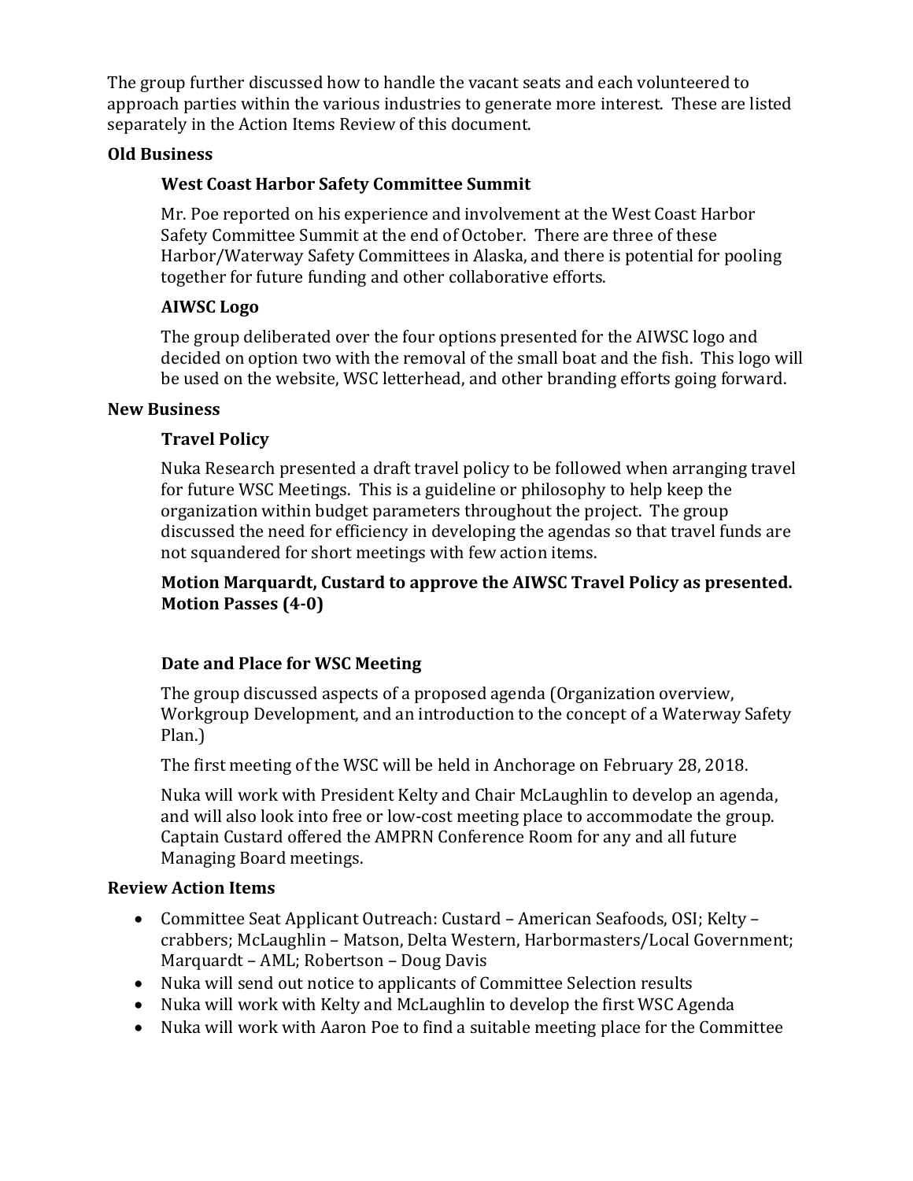The group further discussed how to handle the vacant seats and each volunteered to approach parties within the various industries to generate more interest. These are listed separately in the Action Items Review of this document.

## Old Business

### West Coast Harbor Safety Committee Summit

Mr. Poe reported on his experience and involvement at the West Coast Harbor Safety Committee Summit at the end of October. There are three of these Harbor/Waterway Safety Committees in Alaska, and there is potential for pooling together for future funding and other collaborative efforts.

### AIWSC Logo

The group deliberated over the four options presented for the AIWSC logo and decided on option two with the removal of the small boat and the fish. This logo will be used on the website, WSC letterhead, and other branding efforts going forward.

## New Business

### Travel Policy

Nuka Research presented a draft travel policy to be followed when arranging travel for future WSC Meetings. This is a guideline or philosophy to help keep the organization within budget parameters throughout the project. The group discussed the need for efficiency in developing the agendas so that travel funds are not squandered for short meetings with few action items.

**Motion Marquardt, Custard to approve the AIWSC Travel Policy as presented. Motion Passes (4-0)**

### Date and Place for WSC Meeting

The group discussed aspects of a proposed agenda (Organization overview, Workgroup Development, and an introduction to the concept of a Waterway Safety Plan.)

The first meeting of the WSC will be held in Anchorage on February 28, 2018.

Nuka will work with President Kelty and Chair McLaughlin to develop an agenda, and will also look into free or low-cost meeting place to accommodate the group. Captain Custard offered the AMPRN Conference Room for any and all future Managing Board meetings.

## Review Action Items

- Committee Seat Applicant Outreach: Custard – American Seafoods, OSI; Kelty – crabbers; McLaughlin – Matson, Delta Western, Harbormasters/Local Government; Marquardt – AML; Robertson – Doug Davis
- Nuka will send out notice to applicants of Committee Selection results
- Nuka will work with Kelty and McLaughlin to develop the first WSC Agenda
- Nuka will work with Aaron Poe to find a suitable meeting place for the Committee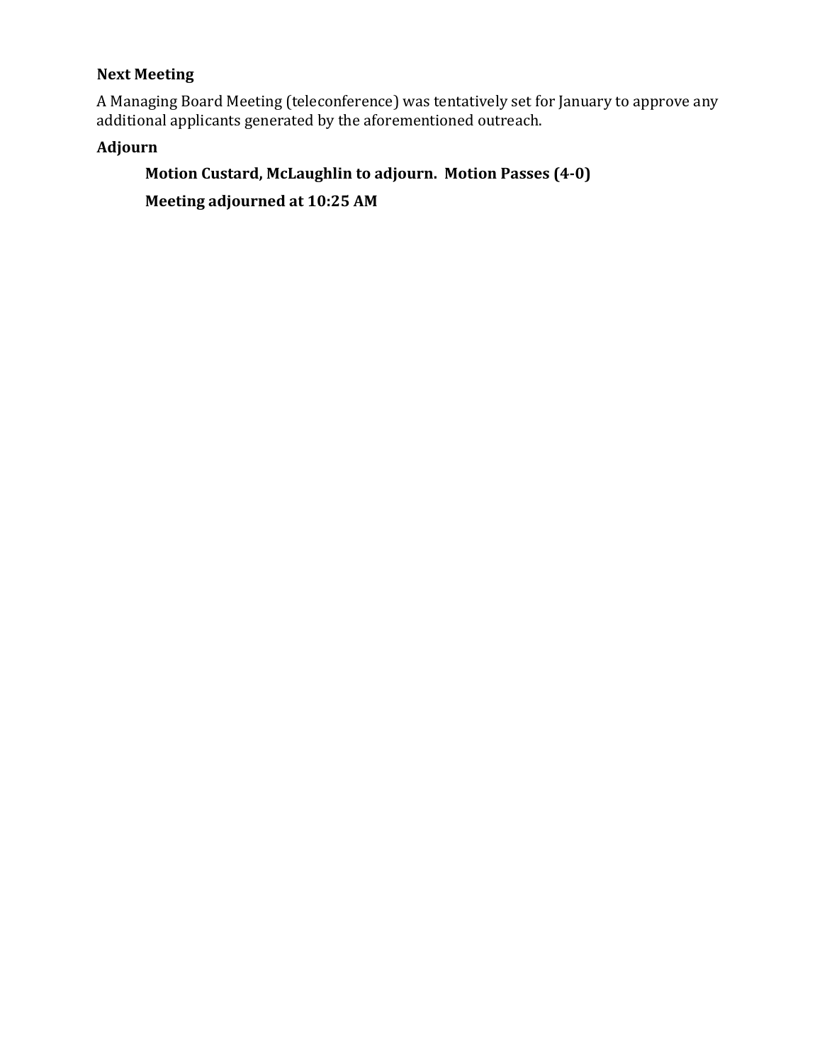### Next Meeting

A Managing Board Meeting (teleconference) was tentatively set for January to approve any additional applicants generated by the aforementioned outreach.

### Adjourn

**Motion Custard, McLaughlin to adjourn. Motion Passes (4-0)**

**Meeting adjourned at 10:25 AM**